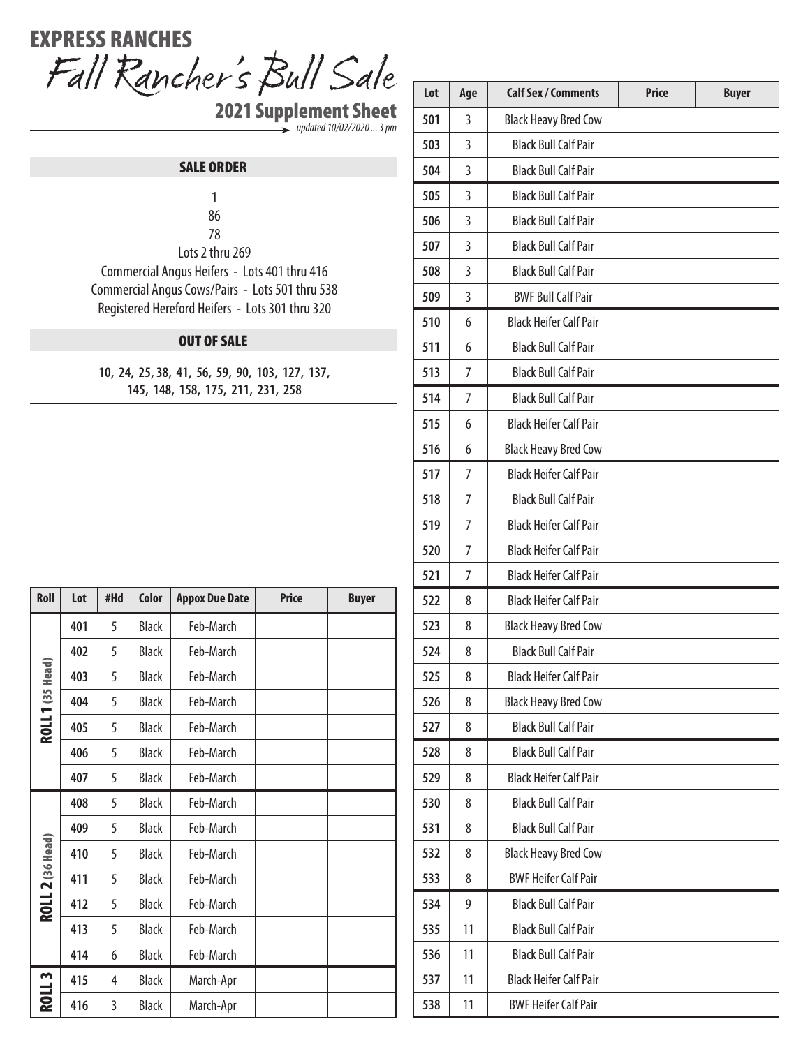# EXPRESS RANCHES

## Fall Rancher's Bull Sale

### 2021 Supplement Sheet

*updated 10/02/2020 ... 3 pm*

### SALE ORDER

1
86
78
Lots 2 thru 269
Commercial Angus Heifers - Lots 401 thru 416
Commercial Angus Cows/Pairs - Lots 501 thru 538
Registered Hereford Heifers - Lots 301 thru 320

### OUT OF SALE

**10, 24, 25, 38, 41, 56, 59, 90, 103, 127, 137, 145, 148, 158, 175, 211, 231, 258**

| Roll | Lot | #Hd | Color | Appox Due Date | Price | Buyer |
|---|---|---|---|---|---|---|
| ROLL 1 (35 Head) | 401 | 5 | Black | Feb-March | | |
| | 402 | 5 | Black | Feb-March | | |
| | 403 | 5 | Black | Feb-March | | |
| | 404 | 5 | Black | Feb-March | | |
| | 405 | 5 | Black | Feb-March | | |
| | 406 | 5 | Black | Feb-March | | |
| | 407 | 5 | Black | Feb-March | | |
| ROLL 2 (36 Head) | 408 | 5 | Black | Feb-March | | |
| | 409 | 5 | Black | Feb-March | | |
| | 410 | 5 | Black | Feb-March | | |
| | 411 | 5 | Black | Feb-March | | |
| | 412 | 5 | Black | Feb-March | | |
| | 413 | 5 | Black | Feb-March | | |
| | 414 | 6 | Black | Feb-March | | |
| ROLL 3 | 415 | 4 | Black | March-Apr | | |
| | 416 | 3 | Black | March-Apr | | |

| Lot | Age | Calf Sex / Comments | Price | Buyer |
|---|---|---|---|---|
| 501 | 3 | Black Heavy Bred Cow | | |
| 503 | 3 | Black Bull Calf Pair | | |
| 504 | 3 | Black Bull Calf Pair | | |
| 505 | 3 | Black Bull Calf Pair | | |
| 506 | 3 | Black Bull Calf Pair | | |
| 507 | 3 | Black Bull Calf Pair | | |
| 508 | 3 | Black Bull Calf Pair | | |
| 509 | 3 | BWF Bull Calf Pair | | |
| 510 | 6 | Black Heifer Calf Pair | | |
| 511 | 6 | Black Bull Calf Pair | | |
| 513 | 7 | Black Bull Calf Pair | | |
| 514 | 7 | Black Bull Calf Pair | | |
| 515 | 6 | Black Heifer Calf Pair | | |
| 516 | 6 | Black Heavy Bred Cow | | |
| 517 | 7 | Black Heifer Calf Pair | | |
| 518 | 7 | Black Bull Calf Pair | | |
| 519 | 7 | Black Heifer Calf Pair | | |
| 520 | 7 | Black Heifer Calf Pair | | |
| 521 | 7 | Black Heifer Calf Pair | | |
| 522 | 8 | Black Heifer Calf Pair | | |
| 523 | 8 | Black Heavy Bred Cow | | |
| 524 | 8 | Black Bull Calf Pair | | |
| 525 | 8 | Black Heifer Calf Pair | | |
| 526 | 8 | Black Heavy Bred Cow | | |
| 527 | 8 | Black Bull Calf Pair | | |
| 528 | 8 | Black Bull Calf Pair | | |
| 529 | 8 | Black Heifer Calf Pair | | |
| 530 | 8 | Black Bull Calf Pair | | |
| 531 | 8 | Black Bull Calf Pair | | |
| 532 | 8 | Black Heavy Bred Cow | | |
| 533 | 8 | BWF Heifer Calf Pair | | |
| 534 | 9 | Black Bull Calf Pair | | |
| 535 | 11 | Black Bull Calf Pair | | |
| 536 | 11 | Black Bull Calf Pair | | |
| 537 | 11 | Black Heifer Calf Pair | | |
| 538 | 11 | BWF Heifer Calf Pair | | |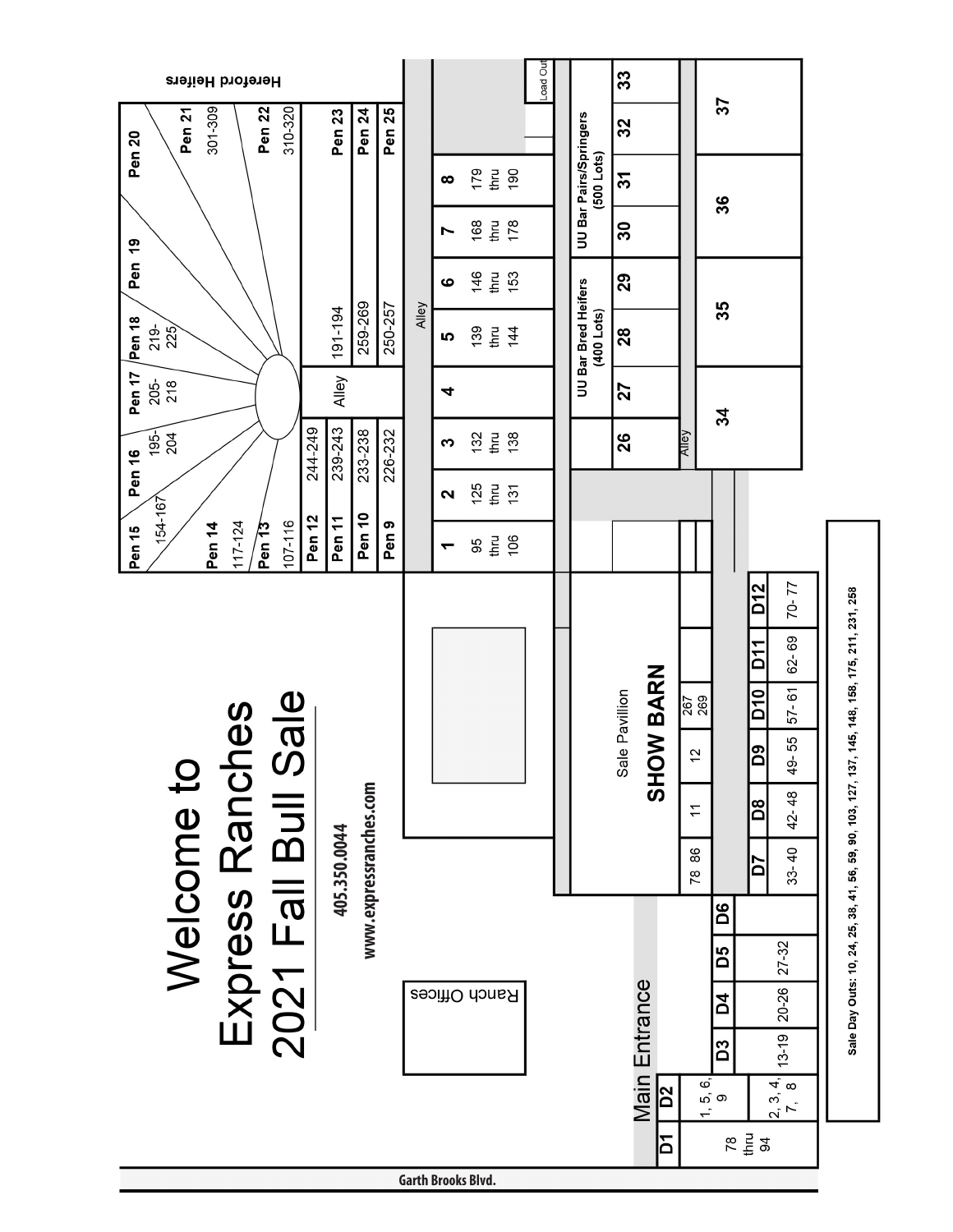# Welcome to Express Ranches 2021 Fall Bull Sale

405.350.0044

www.expressranches.com

Ranch Offices

Main Entrance

Garth Brooks Blvd.

| D1 | D2 | D3 | D4 | D5 | D6 |
|---|---|---|---|---|---|
| 78 thru 94 | 1, 5, 6, 9 / 2, 3, 4, 7, 8 | 13-19 | 20-26 | 27-32 | |

| D7 | D8 | D9 | D10 | D11 | D12 |
|---|---|---|---|---|---|
| 33-40 | 42-48 | 49-55 | 57-61 | 62-69 | 70-77 |

78 86 | 11 | 12 | 267 269

Sale Pavillion

SHOW BARN

| Pen 15 | Pen 16 | Pen 17 | Pen 18 | Pen 19 | Pen 20 |
|---|---|---|---|---|---|
| 154-167 | 195-204 | 205-218 | 219-225 | | |

Pen 14: 117-124

Pen 13: 107-116

Pen 21: 301-309

Pen 22: 310-320

Hereford Heifers

| | | | |
|---|---|---|---|
| Pen 12 | 244-249 | | |
| Pen 11 | 239-243 | Alley | 191-194 | Pen 23 |
| Pen 10 | 233-238 | | 259-269 | Pen 24 |
| Pen 9 | 226-232 | | 250-257 | Pen 25 |

Alley

| 1 | 2 | 3 | 4 | 5 | 6 | 7 | 8 |
|---|---|---|---|---|---|---|---|
| 95 thru 106 | 125 thru 131 | 132 thru 138 | | 139 thru 144 | 146 thru 153 | 168 thru 178 | 179 thru 190 |

Load Out

UU Bar Bred Heifers (400 Lots)

UU Bar Pairs/Springers (500 Lots)

| 26 | 27 | 28 | 29 | 30 | 31 | 32 | 33 |
|---|---|---|---|---|---|---|---|

Alley

| 34 | 35 | 36 | 37 |
|---|---|---|---|

Sale Day Outs: 10, 24, 25, 38, 41, 56, 59, 90, 103, 127, 137, 145, 148, 158, 175, 211, 231, 258